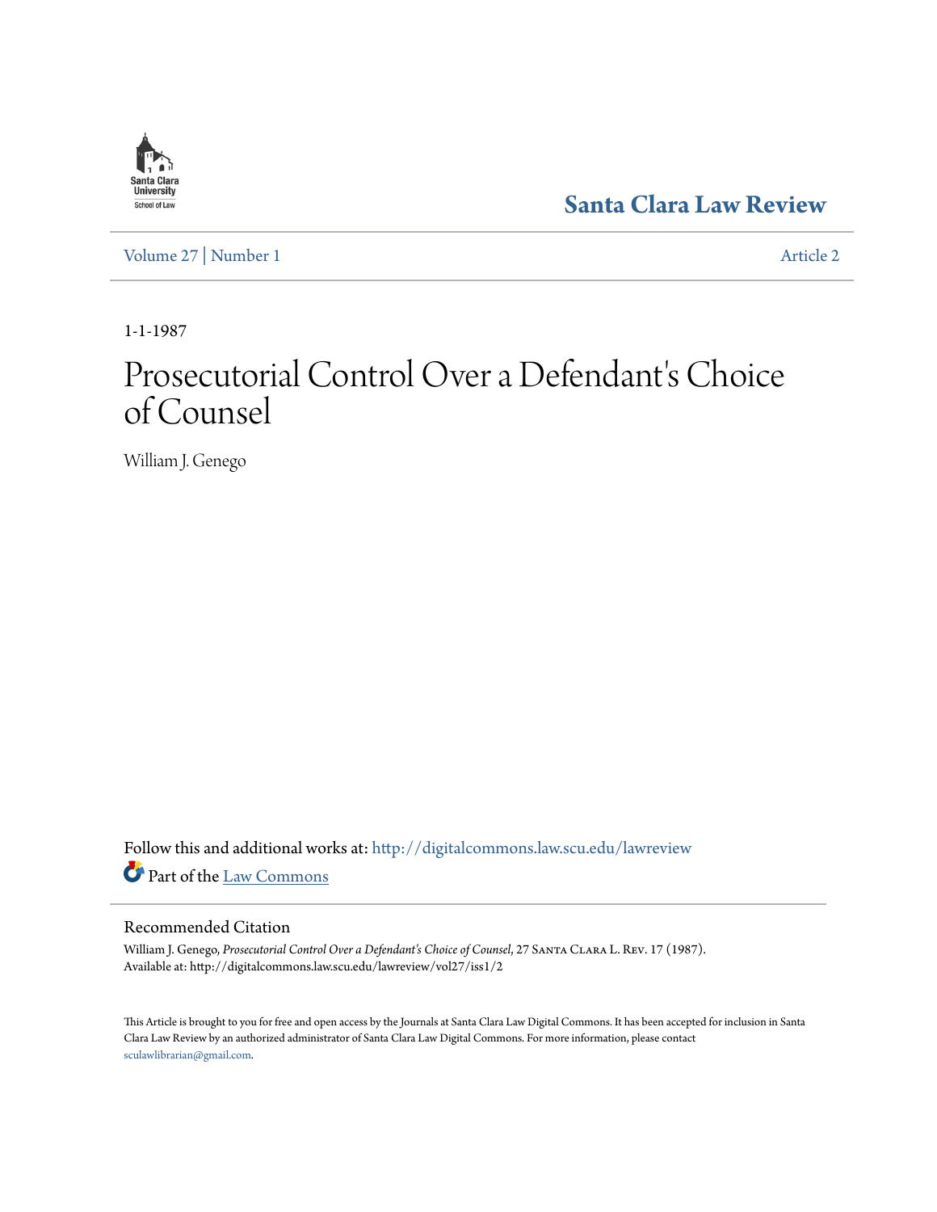Santa Clara Law Review

Volume 27 | Number 1 Article 2

1-1-1987

# Prosecutorial Control Over a Defendant's Choice of Counsel

William J. Genego

Follow this and additional works at: http://digitalcommons.law.scu.edu/lawreview

Part of the Law Commons

## Recommended Citation

William J. Genego, *Prosecutorial Control Over a Defendant's Choice of Counsel*, 27 Santa Clara L. Rev. 17 (1987).
Available at: http://digitalcommons.law.scu.edu/lawreview/vol27/iss1/2

This Article is brought to you for free and open access by the Journals at Santa Clara Law Digital Commons. It has been accepted for inclusion in Santa Clara Law Review by an authorized administrator of Santa Clara Law Digital Commons. For more information, please contact sculawlibrarian@gmail.com.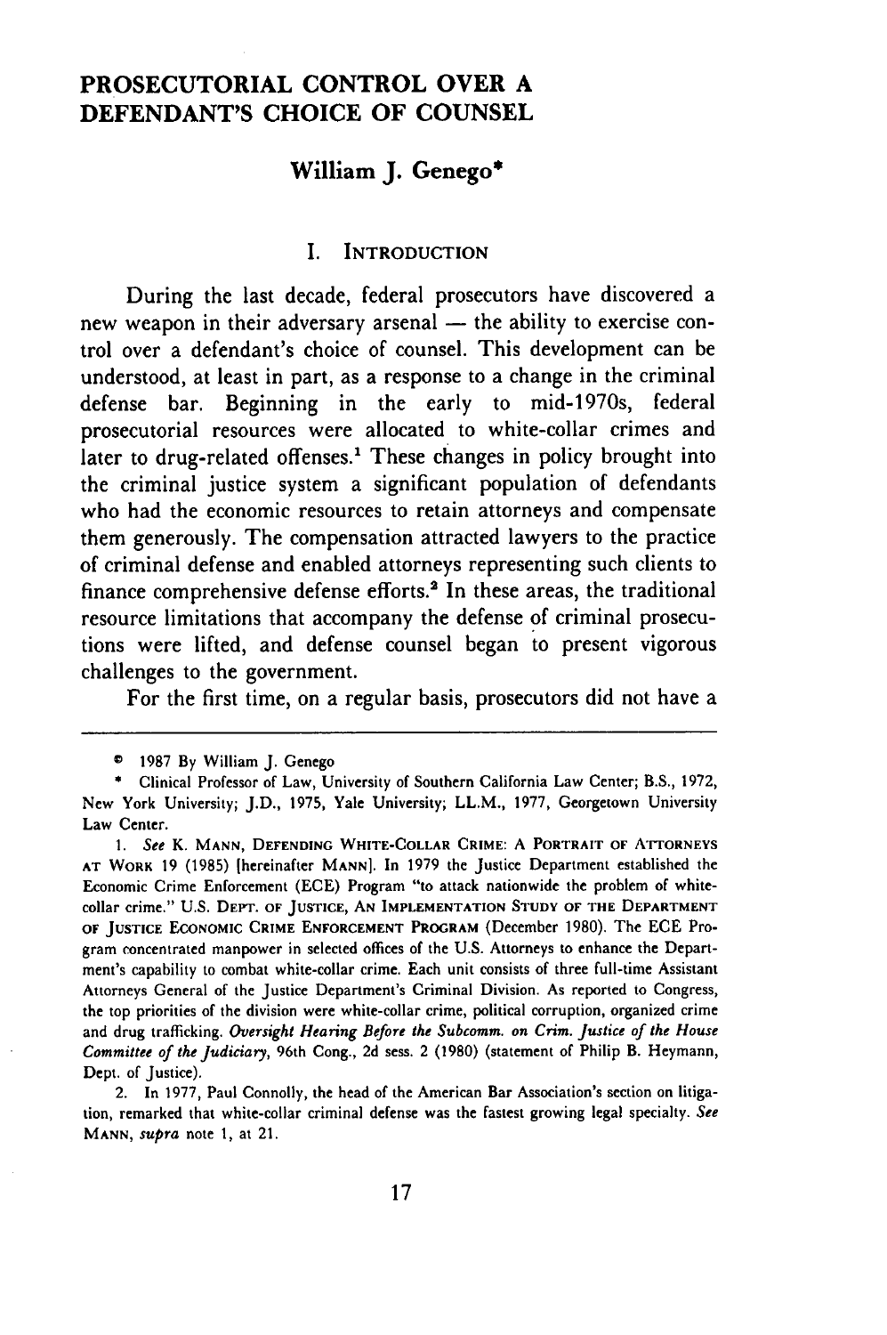# PROSECUTORIAL CONTROL OVER A DEFENDANT'S CHOICE OF COUNSEL

## William J. Genego*

## I. INTRODUCTION

During the last decade, federal prosecutors have discovered a new weapon in their adversary arsenal — the ability to exercise control over a defendant's choice of counsel. This development can be understood, at least in part, as a response to a change in the criminal defense bar. Beginning in the early to mid-1970s, federal prosecutorial resources were allocated to white-collar crimes and later to drug-related offenses.[1] These changes in policy brought into the criminal justice system a significant population of defendants who had the economic resources to retain attorneys and compensate them generously. The compensation attracted lawyers to the practice of criminal defense and enabled attorneys representing such clients to finance comprehensive defense efforts.[2] In these areas, the traditional resource limitations that accompany the defense of criminal prosecutions were lifted, and defense counsel began to present vigorous challenges to the government.

For the first time, on a regular basis, prosecutors did not have a

---

© 1987 By William J. Genego

\* Clinical Professor of Law, University of Southern California Law Center; B.S., 1972, New York University; J.D., 1975, Yale University; LL.M., 1977, Georgetown University Law Center.

1. *See* K. MANN, DEFENDING WHITE-COLLAR CRIME: A PORTRAIT OF ATTORNEYS AT WORK 19 (1985) [hereinafter MANN]. In 1979 the Justice Department established the Economic Crime Enforcement (ECE) Program "to attack nationwide the problem of white-collar crime." U.S. DEPT. OF JUSTICE, AN IMPLEMENTATION STUDY OF THE DEPARTMENT OF JUSTICE ECONOMIC CRIME ENFORCEMENT PROGRAM (December 1980). The ECE Program concentrated manpower in selected offices of the U.S. Attorneys to enhance the Department's capability to combat white-collar crime. Each unit consists of three full-time Assistant Attorneys General of the Justice Department's Criminal Division. As reported to Congress, the top priorities of the division were white-collar crime, political corruption, organized crime and drug trafficking. *Oversight Hearing Before the Subcomm. on Crim. Justice of the House Committee of the Judiciary*, 96th Cong., 2d sess. 2 (1980) (statement of Philip B. Heymann, Dept. of Justice).

2. In 1977, Paul Connolly, the head of the American Bar Association's section on litigation, remarked that white-collar criminal defense was the fastest growing legal specialty. *See* MANN, *supra* note 1, at 21.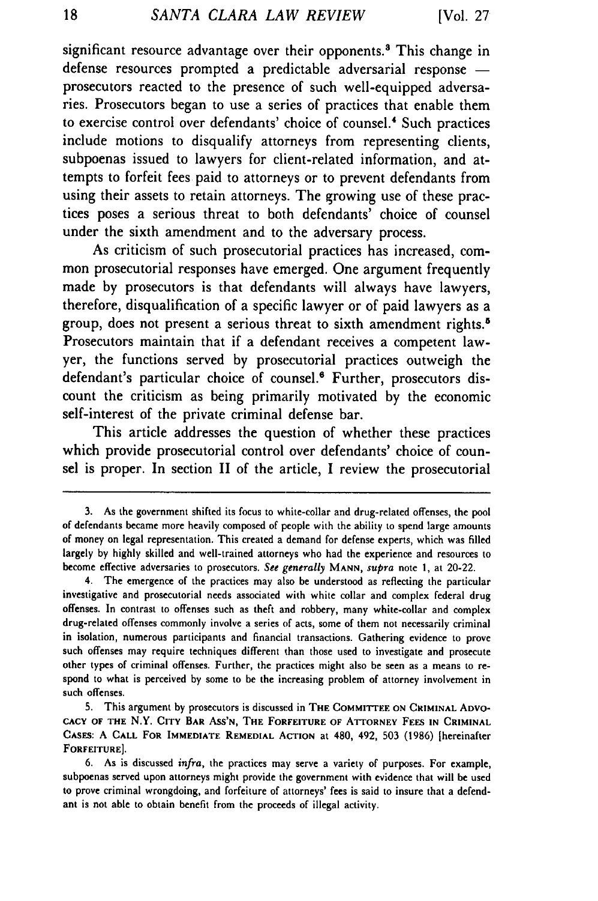significant resource advantage over their opponents.[3] This change in defense resources prompted a predictable adversarial response — prosecutors reacted to the presence of such well-equipped adversaries. Prosecutors began to use a series of practices that enable them to exercise control over defendants' choice of counsel.[4] Such practices include motions to disqualify attorneys from representing clients, subpoenas issued to lawyers for client-related information, and attempts to forfeit fees paid to attorneys or to prevent defendants from using their assets to retain attorneys. The growing use of these practices poses a serious threat to both defendants' choice of counsel under the sixth amendment and to the adversary process.

As criticism of such prosecutorial practices has increased, common prosecutorial responses have emerged. One argument frequently made by prosecutors is that defendants will always have lawyers, therefore, disqualification of a specific lawyer or of paid lawyers as a group, does not present a serious threat to sixth amendment rights.[5] Prosecutors maintain that if a defendant receives a competent lawyer, the functions served by prosecutorial practices outweigh the defendant's particular choice of counsel.[6] Further, prosecutors discount the criticism as being primarily motivated by the economic self-interest of the private criminal defense bar.

This article addresses the question of whether these practices which provide prosecutorial control over defendants' choice of counsel is proper. In section II of the article, I review the prosecutorial

---

3. As the government shifted its focus to white-collar and drug-related offenses, the pool of defendants became more heavily composed of people with the ability to spend large amounts of money on legal representation. This created a demand for defense experts, which was filled largely by highly skilled and well-trained attorneys who had the experience and resources to become effective adversaries to prosecutors. *See generally* MANN, *supra* note 1, at 20-22.

4. The emergence of the practices may also be understood as reflecting the particular investigative and prosecutorial needs associated with white collar and complex federal drug offenses. In contrast to offenses such as theft and robbery, many white-collar and complex drug-related offenses commonly involve a series of acts, some of them not necessarily criminal in isolation, numerous participants and financial transactions. Gathering evidence to prove such offenses may require techniques different than those used to investigate and prosecute other types of criminal offenses. Further, the practices might also be seen as a means to respond to what is perceived by some to be the increasing problem of attorney involvement in such offenses.

5. This argument by prosecutors is discussed in THE COMMITTEE ON CRIMINAL ADVOCACY OF THE N.Y. CITY BAR ASS'N, THE FORFEITURE OF ATTORNEY FEES IN CRIMINAL CASES: A CALL FOR IMMEDIATE REMEDIAL ACTION at 480, 492, 503 (1986) [hereinafter FORFEITURE].

6. As is discussed *infra*, the practices may serve a variety of purposes. For example, subpoenas served upon attorneys might provide the government with evidence that will be used to prove criminal wrongdoing, and forfeiture of attorneys' fees is said to insure that a defendant is not able to obtain benefit from the proceeds of illegal activity.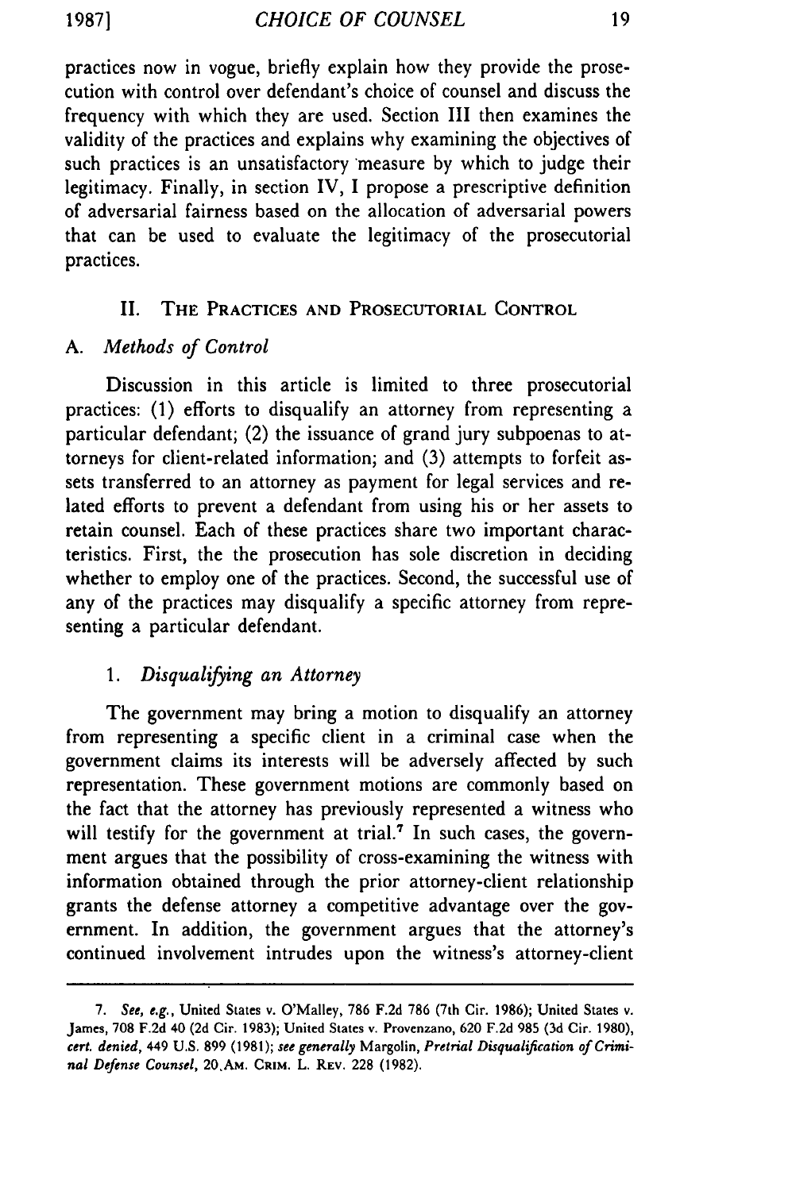practices now in vogue, briefly explain how they provide the prosecution with control over defendant's choice of counsel and discuss the frequency with which they are used. Section III then examines the validity of the practices and explains why examining the objectives of such practices is an unsatisfactory measure by which to judge their legitimacy. Finally, in section IV, I propose a prescriptive definition of adversarial fairness based on the allocation of adversarial powers that can be used to evaluate the legitimacy of the prosecutorial practices.

## II. THE PRACTICES AND PROSECUTORIAL CONTROL

### A. *Methods of Control*

Discussion in this article is limited to three prosecutorial practices: (1) efforts to disqualify an attorney from representing a particular defendant; (2) the issuance of grand jury subpoenas to attorneys for client-related information; and (3) attempts to forfeit assets transferred to an attorney as payment for legal services and related efforts to prevent a defendant from using his or her assets to retain counsel. Each of these practices share two important characteristics. First, the the prosecution has sole discretion in deciding whether to employ one of the practices. Second, the successful use of any of the practices may disqualify a specific attorney from representing a particular defendant.

#### 1. *Disqualifying an Attorney*

The government may bring a motion to disqualify an attorney from representing a specific client in a criminal case when the government claims its interests will be adversely affected by such representation. These government motions are commonly based on the fact that the attorney has previously represented a witness who will testify for the government at trial.[7] In such cases, the government argues that the possibility of cross-examining the witness with information obtained through the prior attorney-client relationship grants the defense attorney a competitive advantage over the government. In addition, the government argues that the attorney's continued involvement intrudes upon the witness's attorney-client

---

7. *See, e.g.*, United States v. O'Malley, 786 F.2d 786 (7th Cir. 1986); United States v. James, 708 F.2d 40 (2d Cir. 1983); United States v. Provenzano, 620 F.2d 985 (3d Cir. 1980), *cert. denied*, 449 U.S. 899 (1981); *see generally* Margolin, *Pretrial Disqualification of Criminal Defense Counsel*, 20 AM. CRIM. L. REV. 228 (1982).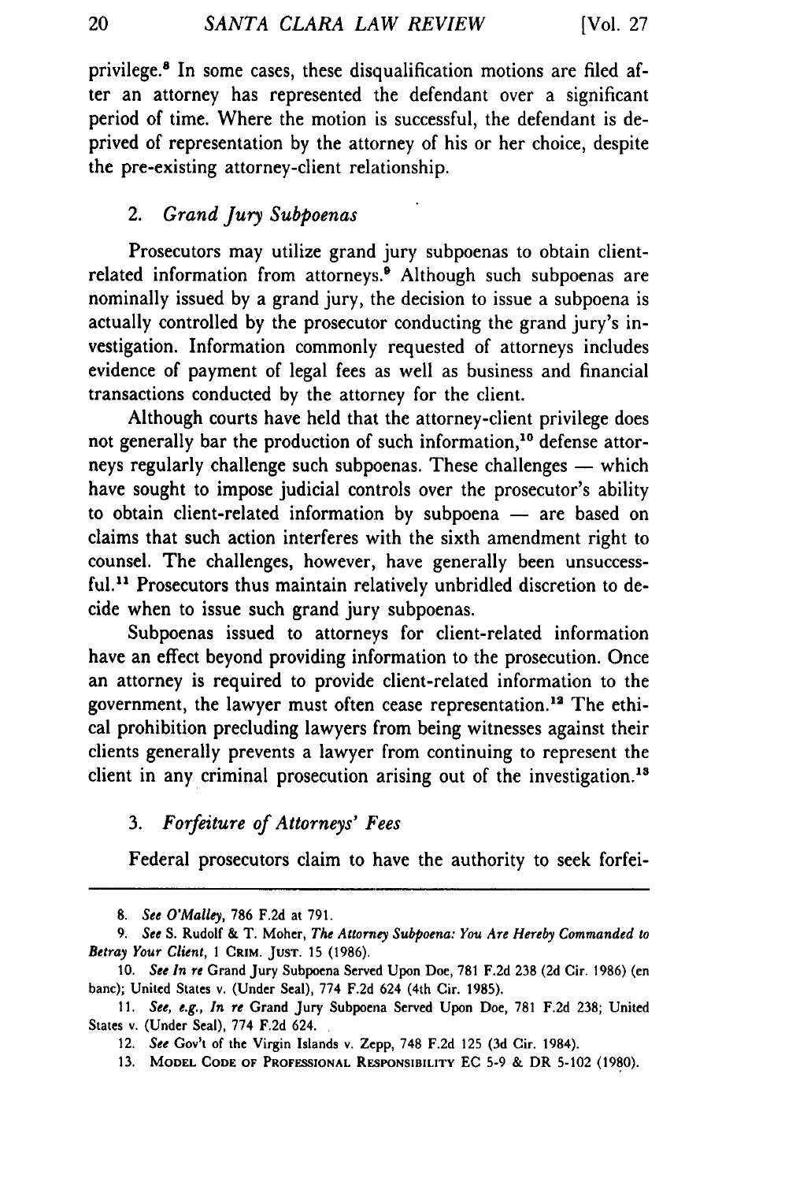privilege.[8] In some cases, these disqualification motions are filed after an attorney has represented the defendant over a significant period of time. Where the motion is successful, the defendant is deprived of representation by the attorney of his or her choice, despite the pre-existing attorney-client relationship.

### 2. *Grand Jury Subpoenas*

Prosecutors may utilize grand jury subpoenas to obtain client-related information from attorneys.[9] Although such subpoenas are nominally issued by a grand jury, the decision to issue a subpoena is actually controlled by the prosecutor conducting the grand jury's investigation. Information commonly requested of attorneys includes evidence of payment of legal fees as well as business and financial transactions conducted by the attorney for the client.

Although courts have held that the attorney-client privilege does not generally bar the production of such information,[10] defense attorneys regularly challenge such subpoenas. These challenges — which have sought to impose judicial controls over the prosecutor's ability to obtain client-related information by subpoena — are based on claims that such action interferes with the sixth amendment right to counsel. The challenges, however, have generally been unsuccessful.[11] Prosecutors thus maintain relatively unbridled discretion to decide when to issue such grand jury subpoenas.

Subpoenas issued to attorneys for client-related information have an effect beyond providing information to the prosecution. Once an attorney is required to provide client-related information to the government, the lawyer must often cease representation.[12] The ethical prohibition precluding lawyers from being witnesses against their clients generally prevents a lawyer from continuing to represent the client in any criminal prosecution arising out of the investigation.[13]

### 3. *Forfeiture of Attorneys' Fees*

Federal prosecutors claim to have the authority to seek forfei-

---

8. *See O'Malley*, 786 F.2d at 791.

9. *See* S. Rudolf & T. Moher, *The Attorney Subpoena: You Are Hereby Commanded to Betray Your Client*, 1 CRIM. JUST. 15 (1986).

10. *See In re* Grand Jury Subpoena Served Upon Doe, 781 F.2d 238 (2d Cir. 1986) (en banc); United States v. (Under Seal), 774 F.2d 624 (4th Cir. 1985).

11. *See, e.g., In re* Grand Jury Subpoena Served Upon Doe, 781 F.2d 238; United States v. (Under Seal), 774 F.2d 624.

12. *See* Gov't of the Virgin Islands v. Zepp, 748 F.2d 125 (3d Cir. 1984).

13. MODEL CODE OF PROFESSIONAL RESPONSIBILITY EC 5-9 & DR 5-102 (1980).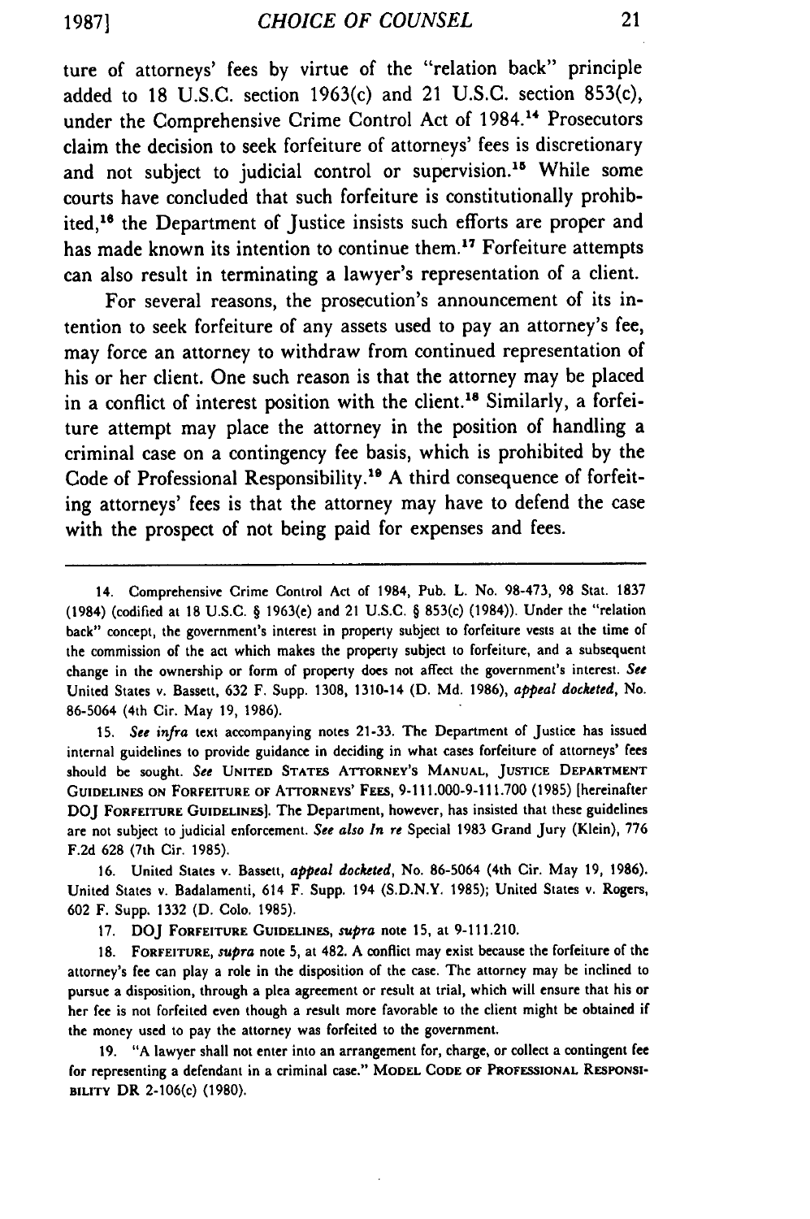ture of attorneys' fees by virtue of the "relation back" principle added to 18 U.S.C. section 1963(c) and 21 U.S.C. section 853(c), under the Comprehensive Crime Control Act of 1984.[14] Prosecutors claim the decision to seek forfeiture of attorneys' fees is discretionary and not subject to judicial control or supervision.[15] While some courts have concluded that such forfeiture is constitutionally prohibited,[16] the Department of Justice insists such efforts are proper and has made known its intention to continue them.[17] Forfeiture attempts can also result in terminating a lawyer's representation of a client.

For several reasons, the prosecution's announcement of its intention to seek forfeiture of any assets used to pay an attorney's fee, may force an attorney to withdraw from continued representation of his or her client. One such reason is that the attorney may be placed in a conflict of interest position with the client.[18] Similarly, a forfeiture attempt may place the attorney in the position of handling a criminal case on a contingency fee basis, which is prohibited by the Code of Professional Responsibility.[19] A third consequence of forfeiting attorneys' fees is that the attorney may have to defend the case with the prospect of not being paid for expenses and fees.

---

14. Comprehensive Crime Control Act of 1984, Pub. L. No. 98-473, 98 Stat. 1837 (1984) (codified at 18 U.S.C. § 1963(e) and 21 U.S.C. § 853(c) (1984)). Under the "relation back" concept, the government's interest in property subject to forfeiture vests at the time of the commission of the act which makes the property subject to forfeiture, and a subsequent change in the ownership or form of property does not affect the government's interest. *See* United States v. Bassett, 632 F. Supp. 1308, 1310-14 (D. Md. 1986), *appeal docketed*, No. 86-5064 (4th Cir. May 19, 1986).

15. *See infra* text accompanying notes 21-33. The Department of Justice has issued internal guidelines to provide guidance in deciding in what cases forfeiture of attorneys' fees should be sought. *See* UNITED STATES ATTORNEY'S MANUAL, JUSTICE DEPARTMENT GUIDELINES ON FORFEITURE OF ATTORNEYS' FEES, 9-111.000-9-111.700 (1985) [hereinafter DOJ FORFEITURE GUIDELINES]. The Department, however, has insisted that these guidelines are not subject to judicial enforcement. *See also In re* Special 1983 Grand Jury (Klein), 776 F.2d 628 (7th Cir. 1985).

16. United States v. Bassett, *appeal docketed*, No. 86-5064 (4th Cir. May 19, 1986). United States v. Badalamenti, 614 F. Supp. 194 (S.D.N.Y. 1985); United States v. Rogers, 602 F. Supp. 1332 (D. Colo. 1985).

17. DOJ FORFEITURE GUIDELINES, *supra* note 15, at 9-111.210.

18. FORFEITURE, *supra* note 5, at 482. A conflict may exist because the forfeiture of the attorney's fee can play a role in the disposition of the case. The attorney may be inclined to pursue a disposition, through a plea agreement or result at trial, which will ensure that his or her fee is not forfeited even though a result more favorable to the client might be obtained if the money used to pay the attorney was forfeited to the government.

19. "A lawyer shall not enter into an arrangement for, charge, or collect a contingent fee for representing a defendant in a criminal case." MODEL CODE OF PROFESSIONAL RESPONSIBILITY DR 2-106(c) (1980).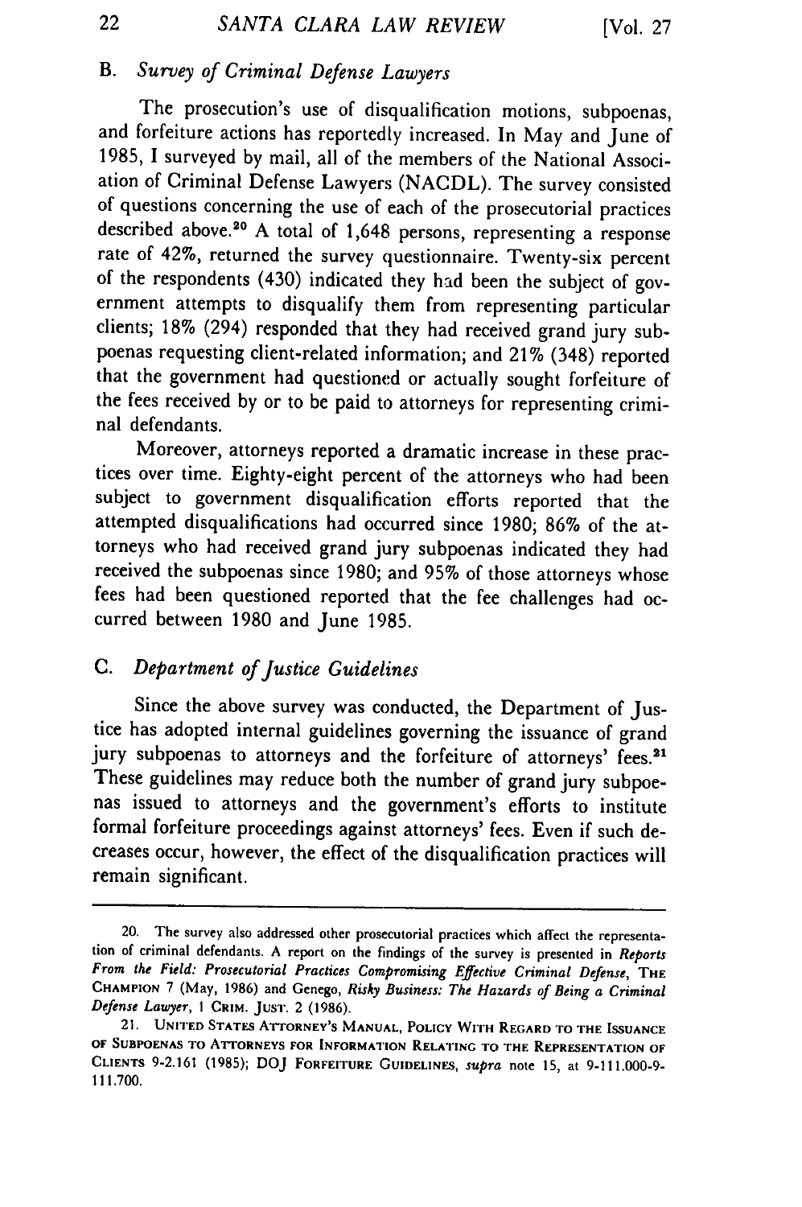### B. *Survey of Criminal Defense Lawyers*

The prosecution's use of disqualification motions, subpoenas, and forfeiture actions has reportedly increased. In May and June of 1985, I surveyed by mail, all of the members of the National Association of Criminal Defense Lawyers (NACDL). The survey consisted of questions concerning the use of each of the prosecutorial practices described above.[20] A total of 1,648 persons, representing a response rate of 42%, returned the survey questionnaire. Twenty-six percent of the respondents (430) indicated they had been the subject of government attempts to disqualify them from representing particular clients; 18% (294) responded that they had received grand jury subpoenas requesting client-related information; and 21% (348) reported that the government had questioned or actually sought forfeiture of the fees received by or to be paid to attorneys for representing criminal defendants.

Moreover, attorneys reported a dramatic increase in these practices over time. Eighty-eight percent of the attorneys who had been subject to government disqualification efforts reported that the attempted disqualifications had occurred since 1980; 86% of the attorneys who had received grand jury subpoenas indicated they had received the subpoenas since 1980; and 95% of those attorneys whose fees had been questioned reported that the fee challenges had occurred between 1980 and June 1985.

### C. *Department of Justice Guidelines*

Since the above survey was conducted, the Department of Justice has adopted internal guidelines governing the issuance of grand jury subpoenas to attorneys and the forfeiture of attorneys' fees.[21] These guidelines may reduce both the number of grand jury subpoenas issued to attorneys and the government's efforts to institute formal forfeiture proceedings against attorneys' fees. Even if such decreases occur, however, the effect of the disqualification practices will remain significant.

---

20. The survey also addressed other prosecutorial practices which affect the representation of criminal defendants. A report on the findings of the survey is presented in *Reports From the Field: Prosecutorial Practices Compromising Effective Criminal Defense*, THE CHAMPION 7 (May, 1986) and Genego, *Risky Business: The Hazards of Being a Criminal Defense Lawyer*, 1 CRIM. JUST. 2 (1986).

21. UNITED STATES ATTORNEY'S MANUAL, POLICY WITH REGARD TO THE ISSUANCE OF SUBPOENAS TO ATTORNEYS FOR INFORMATION RELATING TO THE REPRESENTATION OF CLIENTS 9-2.161 (1985); DOJ FORFEITURE GUIDELINES, *supra* note 15, at 9-111.000-9-111.700.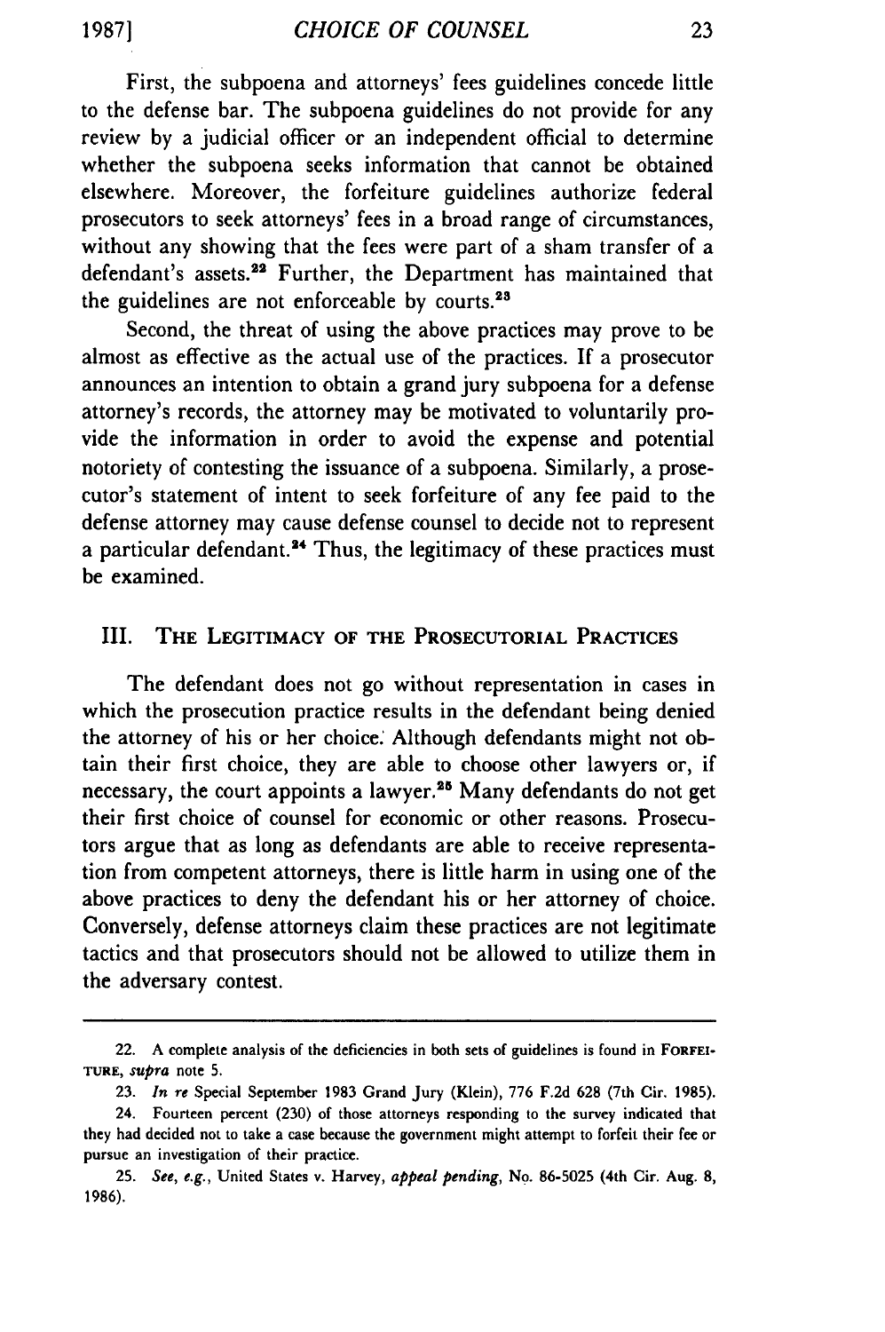First, the subpoena and attorneys' fees guidelines concede little to the defense bar. The subpoena guidelines do not provide for any review by a judicial officer or an independent official to determine whether the subpoena seeks information that cannot be obtained elsewhere. Moreover, the forfeiture guidelines authorize federal prosecutors to seek attorneys' fees in a broad range of circumstances, without any showing that the fees were part of a sham transfer of a defendant's assets.[22] Further, the Department has maintained that the guidelines are not enforceable by courts.[23]

Second, the threat of using the above practices may prove to be almost as effective as the actual use of the practices. If a prosecutor announces an intention to obtain a grand jury subpoena for a defense attorney's records, the attorney may be motivated to voluntarily provide the information in order to avoid the expense and potential notoriety of contesting the issuance of a subpoena. Similarly, a prosecutor's statement of intent to seek forfeiture of any fee paid to the defense attorney may cause defense counsel to decide not to represent a particular defendant.[24] Thus, the legitimacy of these practices must be examined.

## III. The Legitimacy of the Prosecutorial Practices

The defendant does not go without representation in cases in which the prosecution practice results in the defendant being denied the attorney of his or her choice. Although defendants might not obtain their first choice, they are able to choose other lawyers or, if necessary, the court appoints a lawyer.[25] Many defendants do not get their first choice of counsel for economic or other reasons. Prosecutors argue that as long as defendants are able to receive representation from competent attorneys, there is little harm in using one of the above practices to deny the defendant his or her attorney of choice. Conversely, defense attorneys claim these practices are not legitimate tactics and that prosecutors should not be allowed to utilize them in the adversary contest.

---

22. A complete analysis of the deficiencies in both sets of guidelines is found in FORFEITURE, *supra* note 5.

23. *In re* Special September 1983 Grand Jury (Klein), 776 F.2d 628 (7th Cir. 1985).

24. Fourteen percent (230) of those attorneys responding to the survey indicated that they had decided not to take a case because the government might attempt to forfeit their fee or pursue an investigation of their practice.

25. *See, e.g.*, United States v. Harvey, *appeal pending*, No. 86-5025 (4th Cir. Aug. 8, 1986).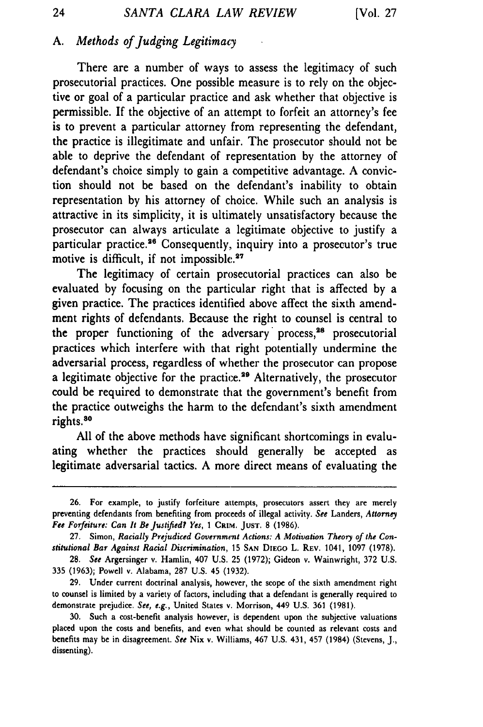### A. *Methods of Judging Legitimacy*

There are a number of ways to assess the legitimacy of such prosecutorial practices. One possible measure is to rely on the objective or goal of a particular practice and ask whether that objective is permissible. If the objective of an attempt to forfeit an attorney's fee is to prevent a particular attorney from representing the defendant, the practice is illegitimate and unfair. The prosecutor should not be able to deprive the defendant of representation by the attorney of defendant's choice simply to gain a competitive advantage. A conviction should not be based on the defendant's inability to obtain representation by his attorney of choice. While such an analysis is attractive in its simplicity, it is ultimately unsatisfactory because the prosecutor can always articulate a legitimate objective to justify a particular practice.[26] Consequently, inquiry into a prosecutor's true motive is difficult, if not impossible.[27]

The legitimacy of certain prosecutorial practices can also be evaluated by focusing on the particular right that is affected by a given practice. The practices identified above affect the sixth amendment rights of defendants. Because the right to counsel is central to the proper functioning of the adversary process,[28] prosecutorial practices which interfere with that right potentially undermine the adversarial process, regardless of whether the prosecutor can propose a legitimate objective for the practice.[29] Alternatively, the prosecutor could be required to demonstrate that the government's benefit from the practice outweighs the harm to the defendant's sixth amendment rights.[30]

All of the above methods have significant shortcomings in evaluating whether the practices should generally be accepted as legitimate adversarial tactics. A more direct means of evaluating the

---

26. For example, to justify forfeiture attempts, prosecutors assert they are merely preventing defendants from benefiting from proceeds of illegal activity. *See* Landers, *Attorney Fee Forfeiture: Can It Be Justified? Yes*, 1 CRIM. JUST. 8 (1986).

27. Simon, *Racially Prejudiced Government Actions: A Motivation Theory of the Constitutional Bar Against Racial Discrimination*, 15 SAN DIEGO L. REV. 1041, 1097 (1978).

28. *See* Argersinger v. Hamlin, 407 U.S. 25 (1972); Gideon v. Wainwright, 372 U.S. 335 (1963); Powell v. Alabama, 287 U.S. 45 (1932).

29. Under current doctrinal analysis, however, the scope of the sixth amendment right to counsel is limited by a variety of factors, including that a defendant is generally required to demonstrate prejudice. *See, e.g.*, United States v. Morrison, 449 U.S. 361 (1981).

30. Such a cost-benefit analysis however, is dependent upon the subjective valuations placed upon the costs and benefits, and even what should be counted as relevant costs and benefits may be in disagreement. *See* Nix v. Williams, 467 U.S. 431, 457 (1984) (Stevens, J., dissenting).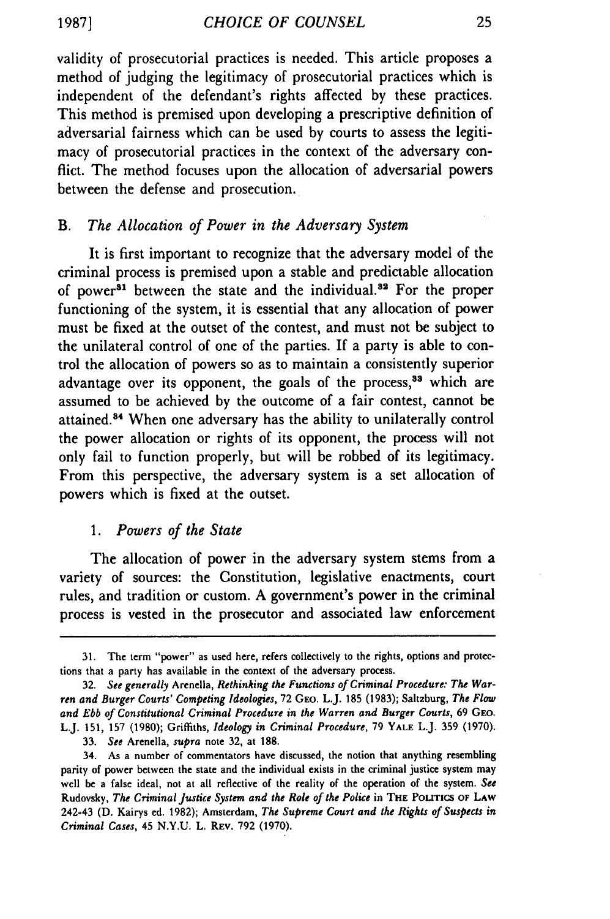validity of prosecutorial practices is needed. This article proposes a method of judging the legitimacy of prosecutorial practices which is independent of the defendant's rights affected by these practices. This method is premised upon developing a prescriptive definition of adversarial fairness which can be used by courts to assess the legitimacy of prosecutorial practices in the context of the adversary conflict. The method focuses upon the allocation of adversarial powers between the defense and prosecution.

### B. *The Allocation of Power in the Adversary System*

It is first important to recognize that the adversary model of the criminal process is premised upon a stable and predictable allocation of power[31] between the state and the individual.[32] For the proper functioning of the system, it is essential that any allocation of power must be fixed at the outset of the contest, and must not be subject to the unilateral control of one of the parties. If a party is able to control the allocation of powers so as to maintain a consistently superior advantage over its opponent, the goals of the process,[33] which are assumed to be achieved by the outcome of a fair contest, cannot be attained.[34] When one adversary has the ability to unilaterally control the power allocation or rights of its opponent, the process will not only fail to function properly, but will be robbed of its legitimacy. From this perspective, the adversary system is a set allocation of powers which is fixed at the outset.

#### 1. *Powers of the State*

The allocation of power in the adversary system stems from a variety of sources: the Constitution, legislative enactments, court rules, and tradition or custom. A government's power in the criminal process is vested in the prosecutor and associated law enforcement

---

31. The term "power" as used here, refers collectively to the rights, options and protections that a party has available in the context of the adversary process.

32. *See generally* Arenella, *Rethinking the Functions of Criminal Procedure: The Warren and Burger Courts' Competing Ideologies*, 72 GEO. L.J. 185 (1983); Saltzburg, *The Flow and Ebb of Constitutional Criminal Procedure in the Warren and Burger Courts*, 69 GEO. L.J. 151, 157 (1980); Griffiths, *Ideology in Criminal Procedure*, 79 YALE L.J. 359 (1970).

33. *See* Arenella, *supra* note 32, at 188.

34. As a number of commentators have discussed, the notion that anything resembling parity of power between the state and the individual exists in the criminal justice system may well be a false ideal, not at all reflective of the reality of the operation of the system. *See* Rudovsky, *The Criminal Justice System and the Role of the Police* in THE POLITICS OF LAW 242-43 (D. Kairys ed. 1982); Amsterdam, *The Supreme Court and the Rights of Suspects in Criminal Cases*, 45 N.Y.U. L. REV. 792 (1970).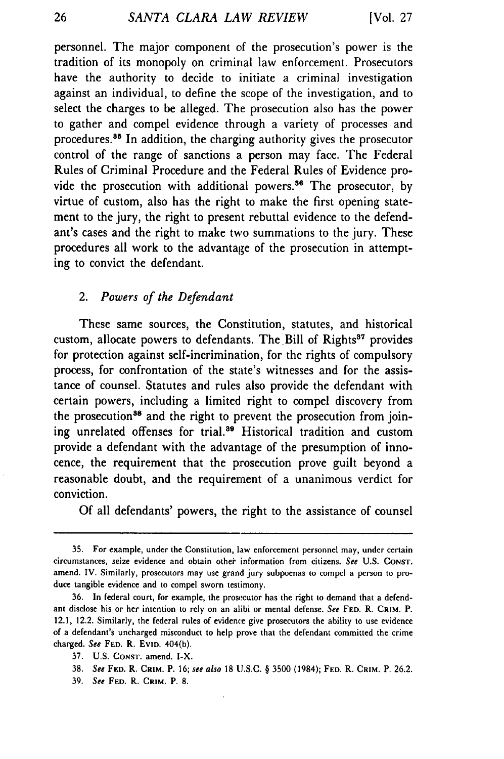personnel. The major component of the prosecution's power is the tradition of its monopoly on criminal law enforcement. Prosecutors have the authority to decide to initiate a criminal investigation against an individual, to define the scope of the investigation, and to select the charges to be alleged. The prosecution also has the power to gather and compel evidence through a variety of processes and procedures.[35] In addition, the charging authority gives the prosecutor control of the range of sanctions a person may face. The Federal Rules of Criminal Procedure and the Federal Rules of Evidence provide the prosecution with additional powers.[36] The prosecutor, by virtue of custom, also has the right to make the first opening statement to the jury, the right to present rebuttal evidence to the defendant's cases and the right to make two summations to the jury. These procedures all work to the advantage of the prosecution in attempting to convict the defendant.

### 2. *Powers of the Defendant*

These same sources, the Constitution, statutes, and historical custom, allocate powers to defendants. The Bill of Rights[37] provides for protection against self-incrimination, for the rights of compulsory process, for confrontation of the state's witnesses and for the assistance of counsel. Statutes and rules also provide the defendant with certain powers, including a limited right to compel discovery from the prosecution[38] and the right to prevent the prosecution from joining unrelated offenses for trial.[39] Historical tradition and custom provide a defendant with the advantage of the presumption of innocence, the requirement that the prosecution prove guilt beyond a reasonable doubt, and the requirement of a unanimous verdict for conviction.

Of all defendants' powers, the right to the assistance of counsel

---

35. For example, under the Constitution, law enforcement personnel may, under certain circumstances, seize evidence and obtain other information from citizens. *See* U.S. CONST. amend. IV. Similarly, prosecutors may use grand jury subpoenas to compel a person to produce tangible evidence and to compel sworn testimony.

36. In federal court, for example, the prosecutor has the right to demand that a defendant disclose his or her intention to rely on an alibi or mental defense. *See* FED. R. CRIM. P. 12.1, 12.2. Similarly, the federal rules of evidence give prosecutors the ability to use evidence of a defendant's uncharged misconduct to help prove that the defendant committed the crime charged. *See* FED. R. EVID. 404(b).

37. U.S. CONST. amend. I-X.

38. *See* FED. R. CRIM. P. 16; *see also* 18 U.S.C. § 3500 (1984); FED. R. CRIM. P. 26.2.

39. *See* FED. R. CRIM. P. 8.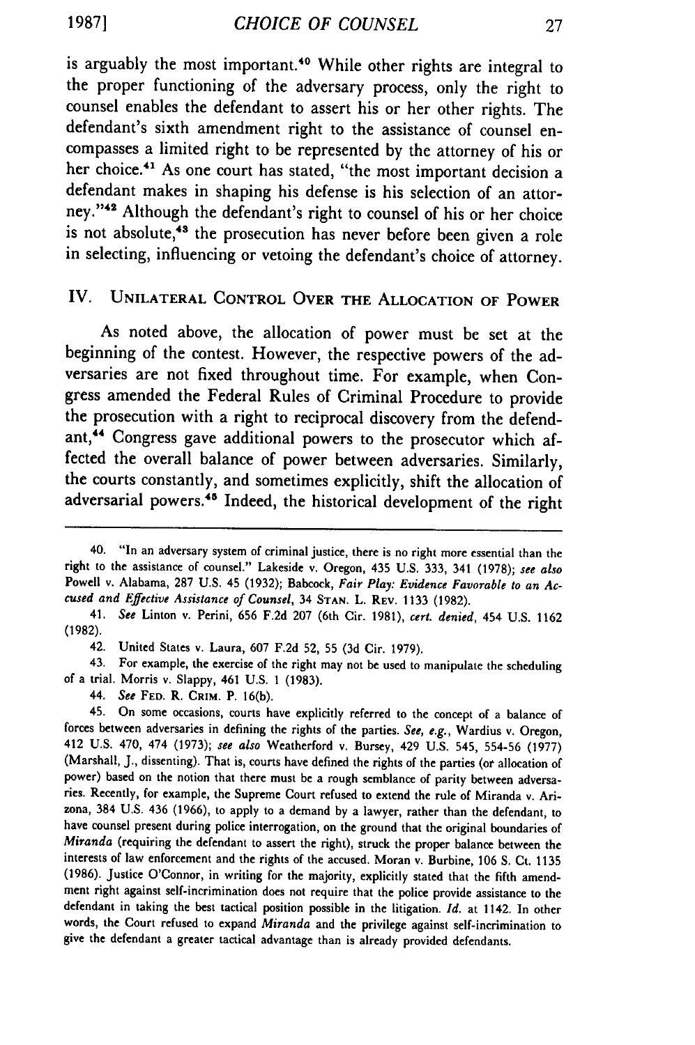is arguably the most important.[40] While other rights are integral to the proper functioning of the adversary process, only the right to counsel enables the defendant to assert his or her other rights. The defendant's sixth amendment right to the assistance of counsel encompasses a limited right to be represented by the attorney of his or her choice.[41] As one court has stated, "the most important decision a defendant makes in shaping his defense is his selection of an attorney."[42] Although the defendant's right to counsel of his or her choice is not absolute,[43] the prosecution has never before been given a role in selecting, influencing or vetoing the defendant's choice of attorney.

## IV. Unilateral Control Over the Allocation of Power

As noted above, the allocation of power must be set at the beginning of the contest. However, the respective powers of the adversaries are not fixed throughout time. For example, when Congress amended the Federal Rules of Criminal Procedure to provide the prosecution with a right to reciprocal discovery from the defendant,[44] Congress gave additional powers to the prosecutor which affected the overall balance of power between adversaries. Similarly, the courts constantly, and sometimes explicitly, shift the allocation of adversarial powers.[45] Indeed, the historical development of the right

---

40. "In an adversary system of criminal justice, there is no right more essential than the right to the assistance of counsel." Lakeside v. Oregon, 435 U.S. 333, 341 (1978); *see also* Powell v. Alabama, 287 U.S. 45 (1932); Babcock, *Fair Play: Evidence Favorable to an Accused and Effective Assistance of Counsel*, 34 STAN. L. REV. 1133 (1982).

41. *See* Linton v. Perini, 656 F.2d 207 (6th Cir. 1981), *cert. denied*, 454 U.S. 1162 (1982).

42. United States v. Laura, 607 F.2d 52, 55 (3d Cir. 1979).

43. For example, the exercise of the right may not be used to manipulate the scheduling of a trial. Morris v. Slappy, 461 U.S. 1 (1983).

44. *See* FED. R. CRIM. P. 16(b).

45. On some occasions, courts have explicitly referred to the concept of a balance of forces between adversaries in defining the rights of the parties. *See, e.g.*, Wardius v. Oregon, 412 U.S. 470, 474 (1973); *see also* Weatherford v. Bursey, 429 U.S. 545, 554-56 (1977) (Marshall, J., dissenting). That is, courts have defined the rights of the parties (or allocation of power) based on the notion that there must be a rough semblance of parity between adversaries. Recently, for example, the Supreme Court refused to extend the rule of Miranda v. Arizona, 384 U.S. 436 (1966), to apply to a demand by a lawyer, rather than the defendant, to have counsel present during police interrogation, on the ground that the original boundaries of *Miranda* (requiring the defendant to assert the right), struck the proper balance between the interests of law enforcement and the rights of the accused. Moran v. Burbine, 106 S. Ct. 1135 (1986). Justice O'Connor, in writing for the majority, explicitly stated that the fifth amendment right against self-incrimination does not require that the police provide assistance to the defendant in taking the best tactical position possible in the litigation. *Id.* at 1142. In other words, the Court refused to expand *Miranda* and the privilege against self-incrimination to give the defendant a greater tactical advantage than is already provided defendants.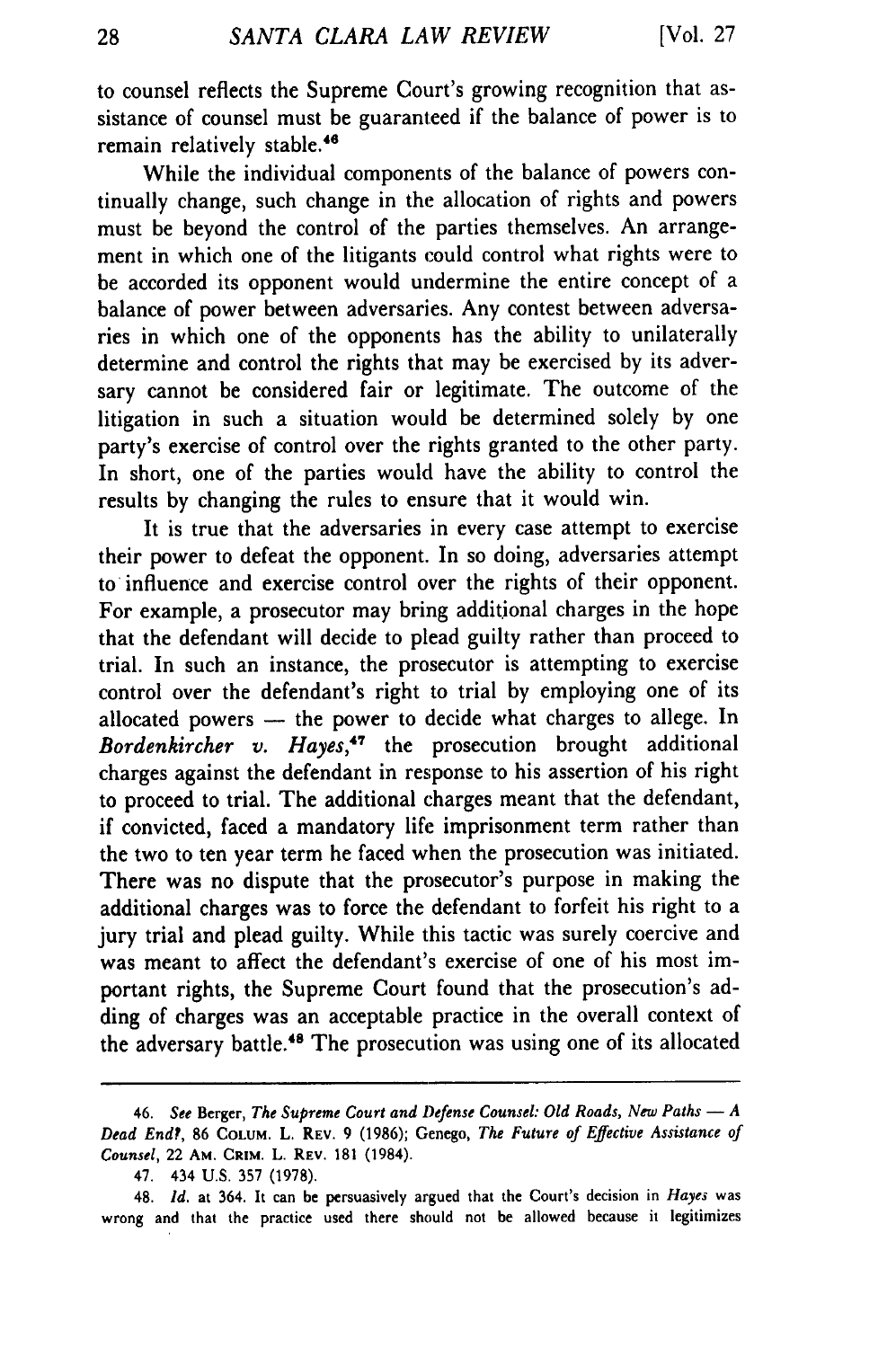to counsel reflects the Supreme Court's growing recognition that assistance of counsel must be guaranteed if the balance of power is to remain relatively stable.[46]

While the individual components of the balance of powers continually change, such change in the allocation of rights and powers must be beyond the control of the parties themselves. An arrangement in which one of the litigants could control what rights were to be accorded its opponent would undermine the entire concept of a balance of power between adversaries. Any contest between adversaries in which one of the opponents has the ability to unilaterally determine and control the rights that may be exercised by its adversary cannot be considered fair or legitimate. The outcome of the litigation in such a situation would be determined solely by one party's exercise of control over the rights granted to the other party. In short, one of the parties would have the ability to control the results by changing the rules to ensure that it would win.

It is true that the adversaries in every case attempt to exercise their power to defeat the opponent. In so doing, adversaries attempt to influence and exercise control over the rights of their opponent. For example, a prosecutor may bring additional charges in the hope that the defendant will decide to plead guilty rather than proceed to trial. In such an instance, the prosecutor is attempting to exercise control over the defendant's right to trial by employing one of its allocated powers — the power to decide what charges to allege. In *Bordenkircher v. Hayes*,[47] the prosecution brought additional charges against the defendant in response to his assertion of his right to proceed to trial. The additional charges meant that the defendant, if convicted, faced a mandatory life imprisonment term rather than the two to ten year term he faced when the prosecution was initiated. There was no dispute that the prosecutor's purpose in making the additional charges was to force the defendant to forfeit his right to a jury trial and plead guilty. While this tactic was surely coercive and was meant to affect the defendant's exercise of one of his most important rights, the Supreme Court found that the prosecution's adding of charges was an acceptable practice in the overall context of the adversary battle.[48] The prosecution was using one of its allocated

---

46. *See* Berger, *The Supreme Court and Defense Counsel: Old Roads, New Paths — A Dead End?*, 86 COLUM. L. REV. 9 (1986); Genego, *The Future of Effective Assistance of Counsel*, 22 AM. CRIM. L. REV. 181 (1984).

47. 434 U.S. 357 (1978).

48. *Id.* at 364. It can be persuasively argued that the Court's decision in *Hayes* was wrong and that the practice used there should not be allowed because it legitimizes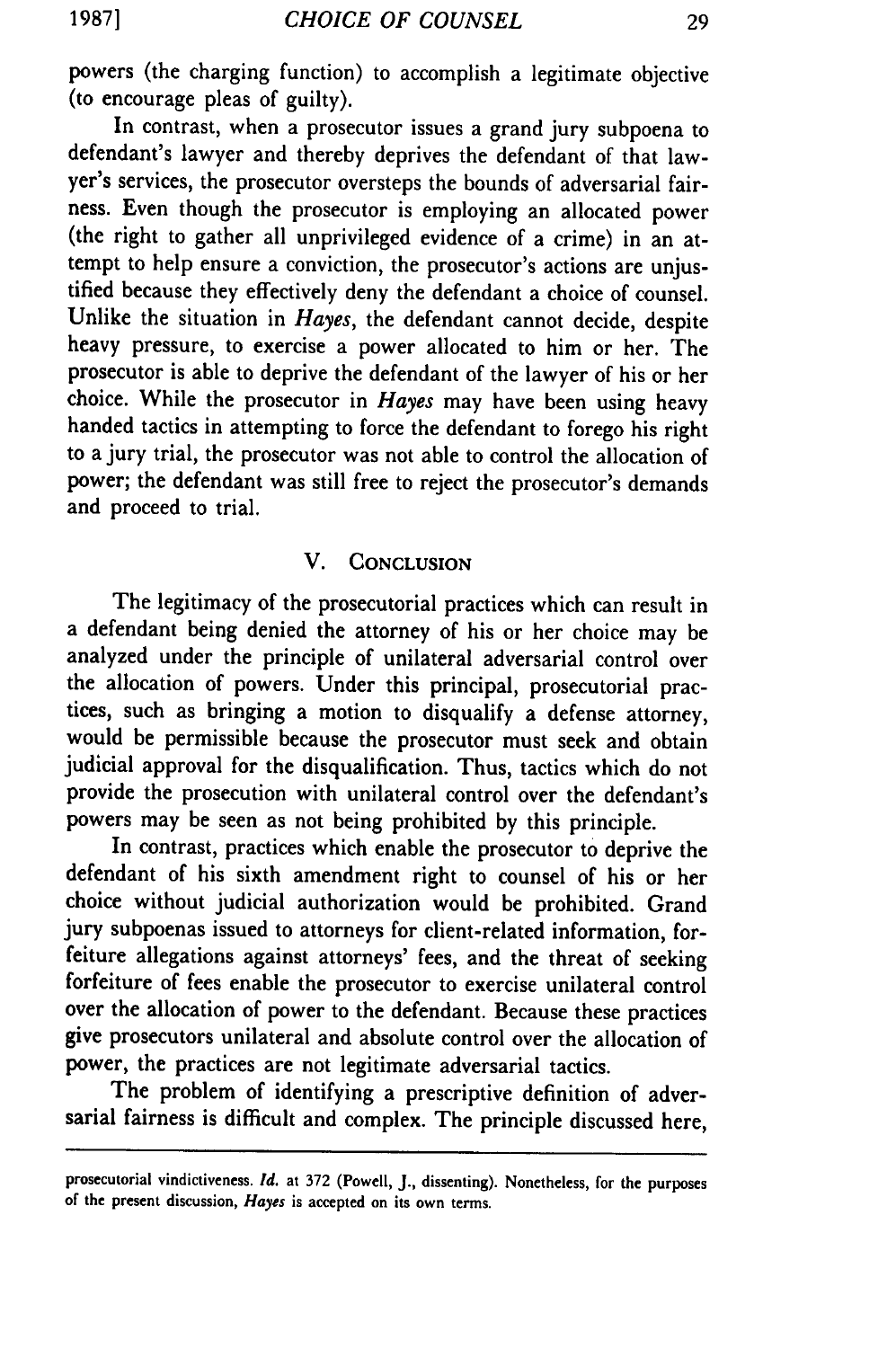powers (the charging function) to accomplish a legitimate objective (to encourage pleas of guilty).

In contrast, when a prosecutor issues a grand jury subpoena to defendant's lawyer and thereby deprives the defendant of that lawyer's services, the prosecutor oversteps the bounds of adversarial fairness. Even though the prosecutor is employing an allocated power (the right to gather all unprivileged evidence of a crime) in an attempt to help ensure a conviction, the prosecutor's actions are unjustified because they effectively deny the defendant a choice of counsel. Unlike the situation in *Hayes*, the defendant cannot decide, despite heavy pressure, to exercise a power allocated to him or her. The prosecutor is able to deprive the defendant of the lawyer of his or her choice. While the prosecutor in *Hayes* may have been using heavy handed tactics in attempting to force the defendant to forego his right to a jury trial, the prosecutor was not able to control the allocation of power; the defendant was still free to reject the prosecutor's demands and proceed to trial.

## V. Conclusion

The legitimacy of the prosecutorial practices which can result in a defendant being denied the attorney of his or her choice may be analyzed under the principle of unilateral adversarial control over the allocation of powers. Under this principal, prosecutorial practices, such as bringing a motion to disqualify a defense attorney, would be permissible because the prosecutor must seek and obtain judicial approval for the disqualification. Thus, tactics which do not provide the prosecution with unilateral control over the defendant's powers may be seen as not being prohibited by this principle.

In contrast, practices which enable the prosecutor to deprive the defendant of his sixth amendment right to counsel of his or her choice without judicial authorization would be prohibited. Grand jury subpoenas issued to attorneys for client-related information, forfeiture allegations against attorneys' fees, and the threat of seeking forfeiture of fees enable the prosecutor to exercise unilateral control over the allocation of power to the defendant. Because these practices give prosecutors unilateral and absolute control over the allocation of power, the practices are not legitimate adversarial tactics.

The problem of identifying a prescriptive definition of adversarial fairness is difficult and complex. The principle discussed here,

---

prosecutorial vindictiveness. *Id.* at 372 (Powell, J., dissenting). Nonetheless, for the purposes of the present discussion, *Hayes* is accepted on its own terms.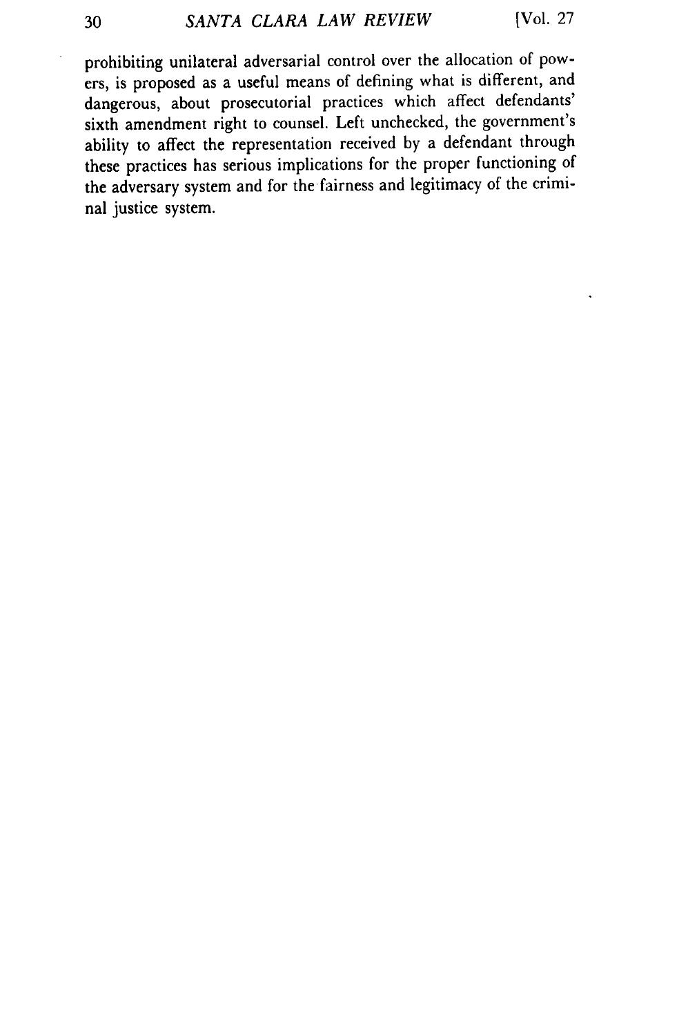prohibiting unilateral adversarial control over the allocation of powers, is proposed as a useful means of defining what is different, and dangerous, about prosecutorial practices which affect defendants' sixth amendment right to counsel. Left unchecked, the government's ability to affect the representation received by a defendant through these practices has serious implications for the proper functioning of the adversary system and for the fairness and legitimacy of the criminal justice system.